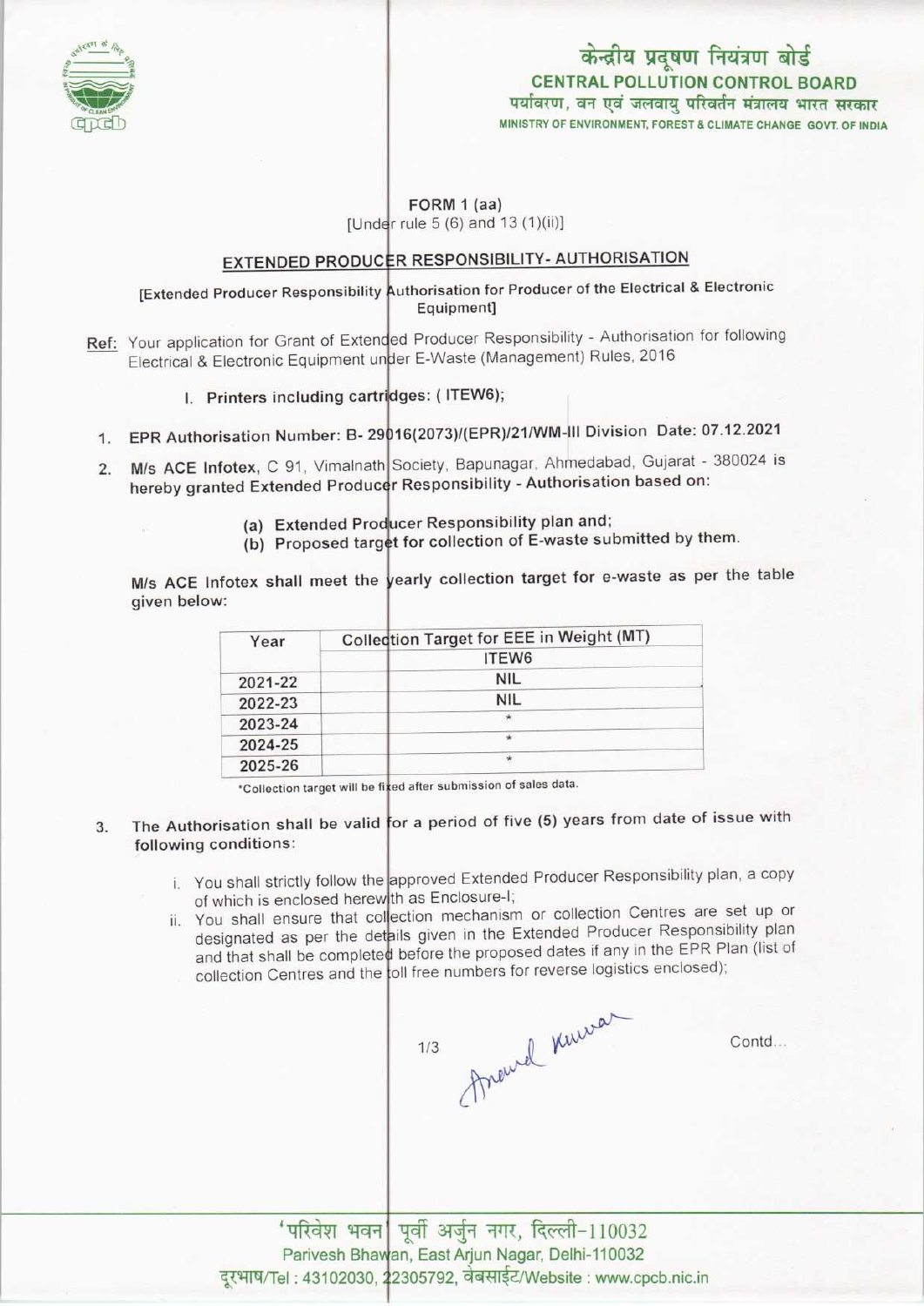केन्द्रीय प्रदूषण नियंत्रण बोर्ड
**CENTRAL POLLUTION CONTROL BOARD**
पर्यावरण, वन एवं जलवायु परिवर्तन मंत्रालय भारत सरकार
MINISTRY OF ENVIRONMENT, FOREST & CLIMATE CHANGE GOVT. OF INDIA

FORM 1 (aa)
[Under rule 5 (6) and 13 (1)(ii)]

## EXTENDED PRODUCER RESPONSIBILITY- AUTHORISATION

[Extended Producer Responsibility Authorisation for Producer of the Electrical & Electronic Equipment]

Ref: Your application for Grant of Extended Producer Responsibility - Authorisation for following Electrical & Electronic Equipment under E-Waste (Management) Rules, 2016

I. **Printers including cartridges: ( ITEW6);**

1. **EPR Authorisation Number: B- 29016(2073)/(EPR)/21/WM-III Division Date: 07.12.2021**
2. **M/s ACE Infotex**, C 91, Vimalnath Society, Bapunagar, Ahmedabad, Gujarat - 380024 is hereby granted Extended Producer Responsibility - **Authorisation based on:**
   (a) **Extended Producer Responsibility plan and;**
   (b) **Proposed target for collection of E-waste submitted by them.**

**M/s ACE Infotex shall meet the yearly collection target for e-waste as per the table given below:**

| Year | Collection Target for EEE in Weight (MT) |
|---|---|
| | ITEW6 |
| 2021-22 | NIL |
| 2022-23 | NIL |
| 2023-24 | * |
| 2024-25 | * |
| 2025-26 | * |

*Collection target will be fixed after submission of sales data.

3. **The Authorisation shall be valid for a period of five (5) years from date of issue with following conditions:**
   i. You shall strictly follow the approved Extended Producer Responsibility plan, a copy of which is enclosed herewith as Enclosure-I;
   ii. You shall ensure that collection mechanism or collection Centres are set up or designated as per the details given in the Extended Producer Responsibility plan and that shall be completed before the proposed dates if any in the EPR Plan (list of collection Centres and the toll free numbers for reverse logistics enclosed);

Contd...

'परिवेश भवन' पूर्वी अर्जुन नगर, दिल्ली-110032
Parivesh Bhawan, East Arjun Nagar, Delhi-110032
दूरभाष/Tel : 43102030, 22305792, वेबसाईट/Website : www.cpcb.nic.in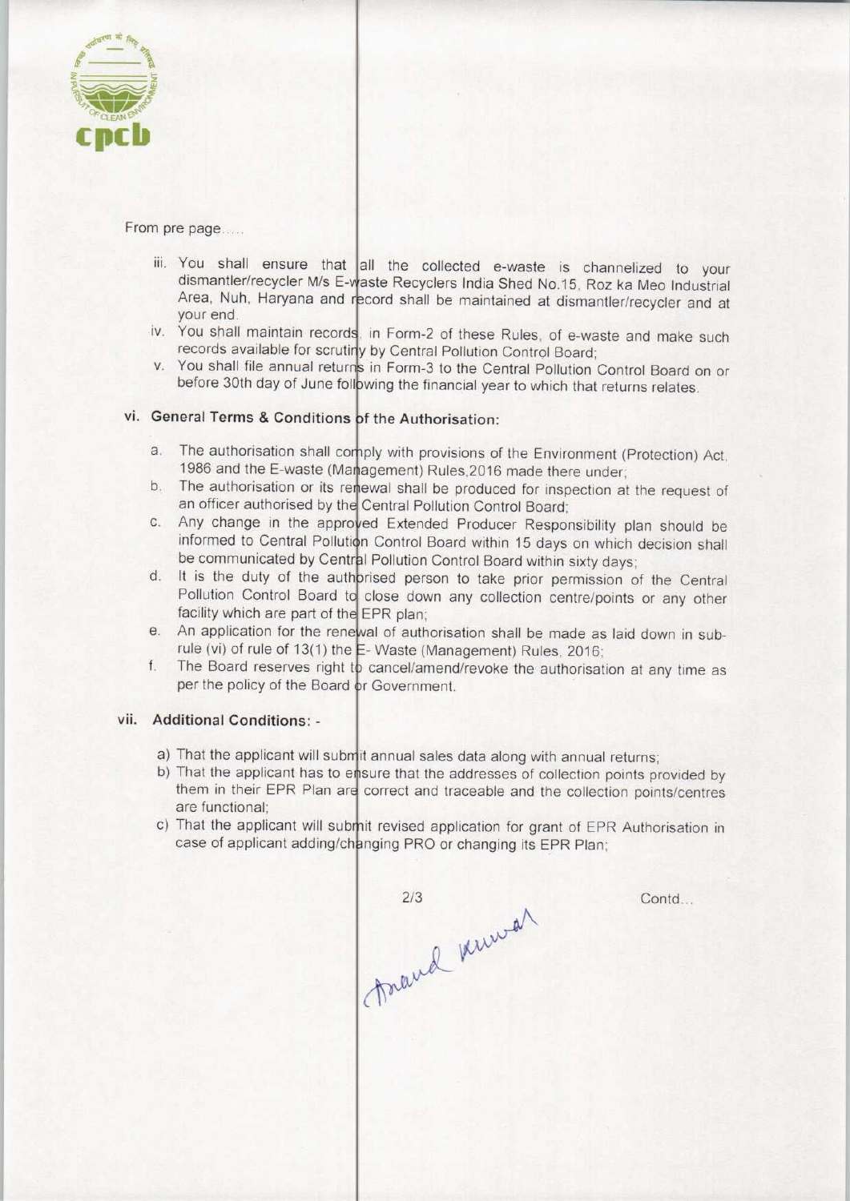From pre page.....

iii. You shall ensure that all the collected e-waste is channelized to your dismantler/recycler M/s E-waste Recyclers India Shed No.15, Roz ka Meo Industrial Area, Nuh, Haryana and record shall be maintained at dismantler/recycler and at your end.

iv. You shall maintain records, in Form-2 of these Rules, of e-waste and make such records available for scrutiny by Central Pollution Control Board;

v. You shall file annual returns in Form-3 to the Central Pollution Control Board on or before 30th day of June following the financial year to which that returns relates.

**vi. General Terms & Conditions of the Authorisation:**

a. The authorisation shall comply with provisions of the Environment (Protection) Act, 1986 and the E-waste (Management) Rules,2016 made there under;

b. The authorisation or its renewal shall be produced for inspection at the request of an officer authorised by the Central Pollution Control Board;

c. Any change in the approved Extended Producer Responsibility plan should be informed to Central Pollution Control Board within 15 days on which decision shall be communicated by Central Pollution Control Board within sixty days;

d. It is the duty of the authorised person to take prior permission of the Central Pollution Control Board to close down any collection centre/points or any other facility which are part of the EPR plan;

e. An application for the renewal of authorisation shall be made as laid down in sub-rule (vi) of rule of 13(1) the E- Waste (Management) Rules, 2016;

f. The Board reserves right to cancel/amend/revoke the authorisation at any time as per the policy of the Board or Government.

**vii. Additional Conditions: -**

a) That the applicant will submit annual sales data along with annual returns;

b) That the applicant has to ensure that the addresses of collection points provided by them in their EPR Plan are correct and traceable and the collection points/centres are functional;

c) That the applicant will submit revised application for grant of EPR Authorisation in case of applicant adding/changing PRO or changing its EPR Plan;

Anand Kumar

Contd...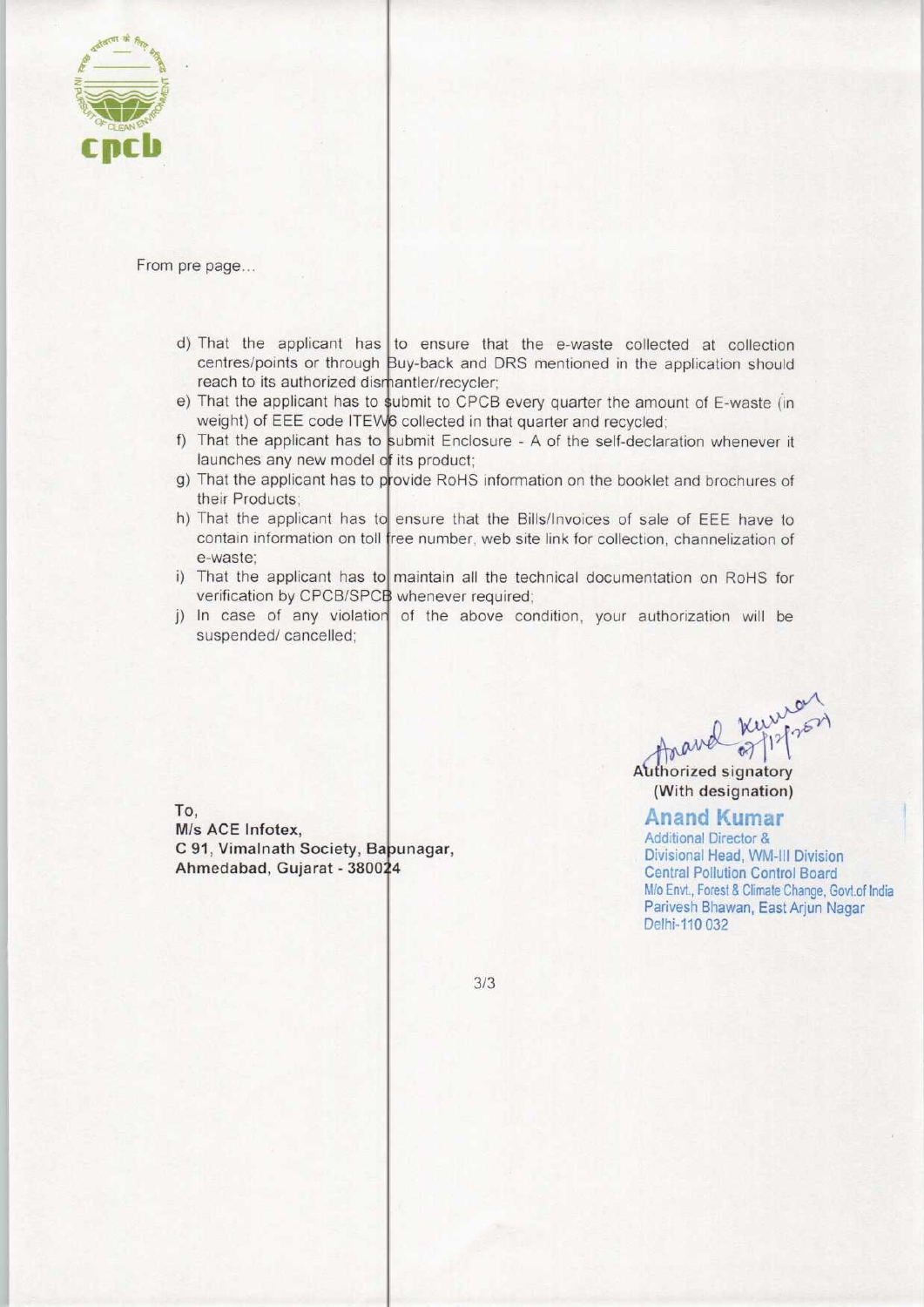From pre page...

d) That the applicant has to ensure that the e-waste collected at collection centres/points or through Buy-back and DRS mentioned in the application should reach to its authorized dismantler/recycler;
e) That the applicant has to submit to CPCB every quarter the amount of E-waste (in weight) of EEE code ITEW6 collected in that quarter and recycled;
f) That the applicant has to submit Enclosure - A of the self-declaration whenever it launches any new model of its product;
g) That the applicant has to provide RoHS information on the booklet and brochures of their Products;
h) That the applicant has to ensure that the Bills/Invoices of sale of EEE have to contain information on toll free number, web site link for collection, channelization of e-waste;
i) That the applicant has to maintain all the technical documentation on RoHS for verification by CPCB/SPCB whenever required;
j) In case of any violation of the above condition, your authorization will be suspended/ cancelled;

Anand Kumar 07/12/2021

**Authorized signatory**
**(With designation)**

**Anand Kumar**
Additional Director &
Divisional Head, WM-III Division
Central Pollution Control Board
M/o Envt., Forest & Climate Change, Govt.of India
Parivesh Bhawan, East Arjun Nagar
Delhi-110 032

To,
**M/s ACE Infotex,**
**C 91, Vimalnath Society, Bapunagar,**
**Ahmedabad, Gujarat - 380024**